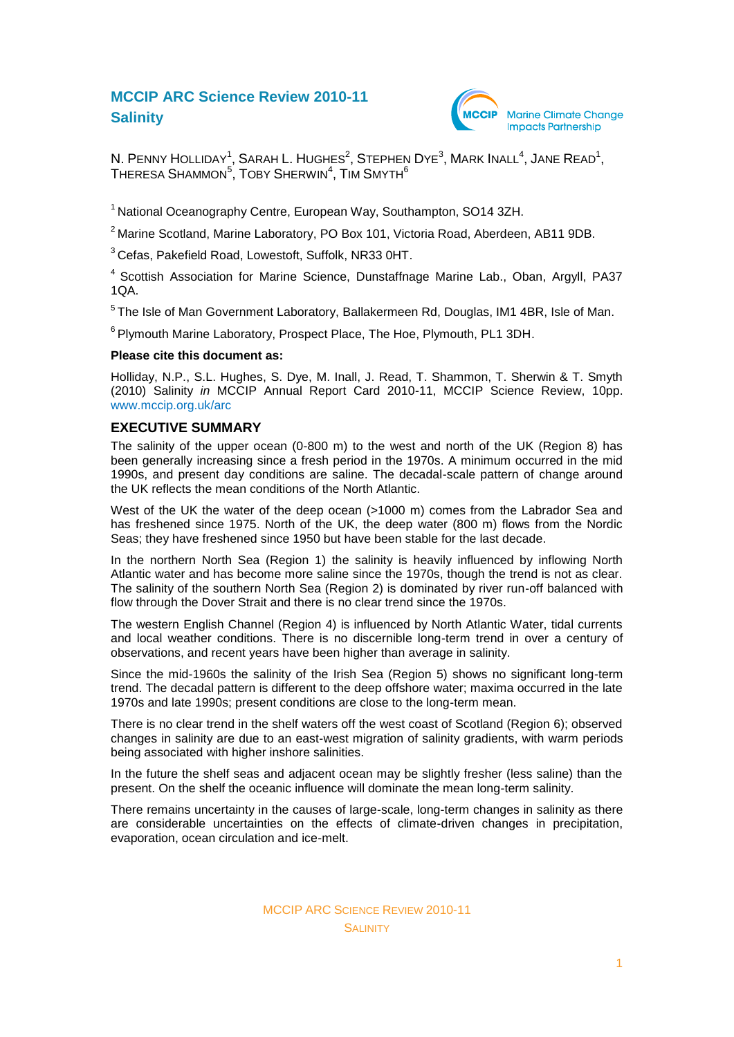# MCCIP ARC Science Review 2010-11
# Salinity

N. Penny Holliday[1], Sarah L. Hughes[2], Stephen Dye[3], Mark Inall[4], Jane Read[1], Theresa Shammon[5], Toby Sherwin[4], Tim Smyth[6]

[1] National Oceanography Centre, European Way, Southampton, SO14 3ZH.

[2] Marine Scotland, Marine Laboratory, PO Box 101, Victoria Road, Aberdeen, AB11 9DB.

[3] Cefas, Pakefield Road, Lowestoft, Suffolk, NR33 0HT.

[4] Scottish Association for Marine Science, Dunstaffnage Marine Lab., Oban, Argyll, PA37 1QA.

[5] The Isle of Man Government Laboratory, Ballakermeen Rd, Douglas, IM1 4BR, Isle of Man.

[6] Plymouth Marine Laboratory, Prospect Place, The Hoe, Plymouth, PL1 3DH.

**Please cite this document as:**

Holliday, N.P., S.L. Hughes, S. Dye, M. Inall, J. Read, T. Shammon, T. Sherwin & T. Smyth (2010) Salinity *in* MCCIP Annual Report Card 2010-11, MCCIP Science Review, 10pp. www.mccip.org.uk/arc

## EXECUTIVE SUMMARY

The salinity of the upper ocean (0-800 m) to the west and north of the UK (Region 8) has been generally increasing since a fresh period in the 1970s. A minimum occurred in the mid 1990s, and present day conditions are saline. The decadal-scale pattern of change around the UK reflects the mean conditions of the North Atlantic.

West of the UK the water of the deep ocean (>1000 m) comes from the Labrador Sea and has freshened since 1975. North of the UK, the deep water (800 m) flows from the Nordic Seas; they have freshened since 1950 but have been stable for the last decade.

In the northern North Sea (Region 1) the salinity is heavily influenced by inflowing North Atlantic water and has become more saline since the 1970s, though the trend is not as clear. The salinity of the southern North Sea (Region 2) is dominated by river run-off balanced with flow through the Dover Strait and there is no clear trend since the 1970s.

The western English Channel (Region 4) is influenced by North Atlantic Water, tidal currents and local weather conditions. There is no discernible long-term trend in over a century of observations, and recent years have been higher than average in salinity.

Since the mid-1960s the salinity of the Irish Sea (Region 5) shows no significant long-term trend. The decadal pattern is different to the deep offshore water; maxima occurred in the late 1970s and late 1990s; present conditions are close to the long-term mean.

There is no clear trend in the shelf waters off the west coast of Scotland (Region 6); observed changes in salinity are due to an east-west migration of salinity gradients, with warm periods being associated with higher inshore salinities.

In the future the shelf seas and adjacent ocean may be slightly fresher (less saline) than the present. On the shelf the oceanic influence will dominate the mean long-term salinity.

There remains uncertainty in the causes of large-scale, long-term changes in salinity as there are considerable uncertainties on the effects of climate-driven changes in precipitation, evaporation, ocean circulation and ice-melt.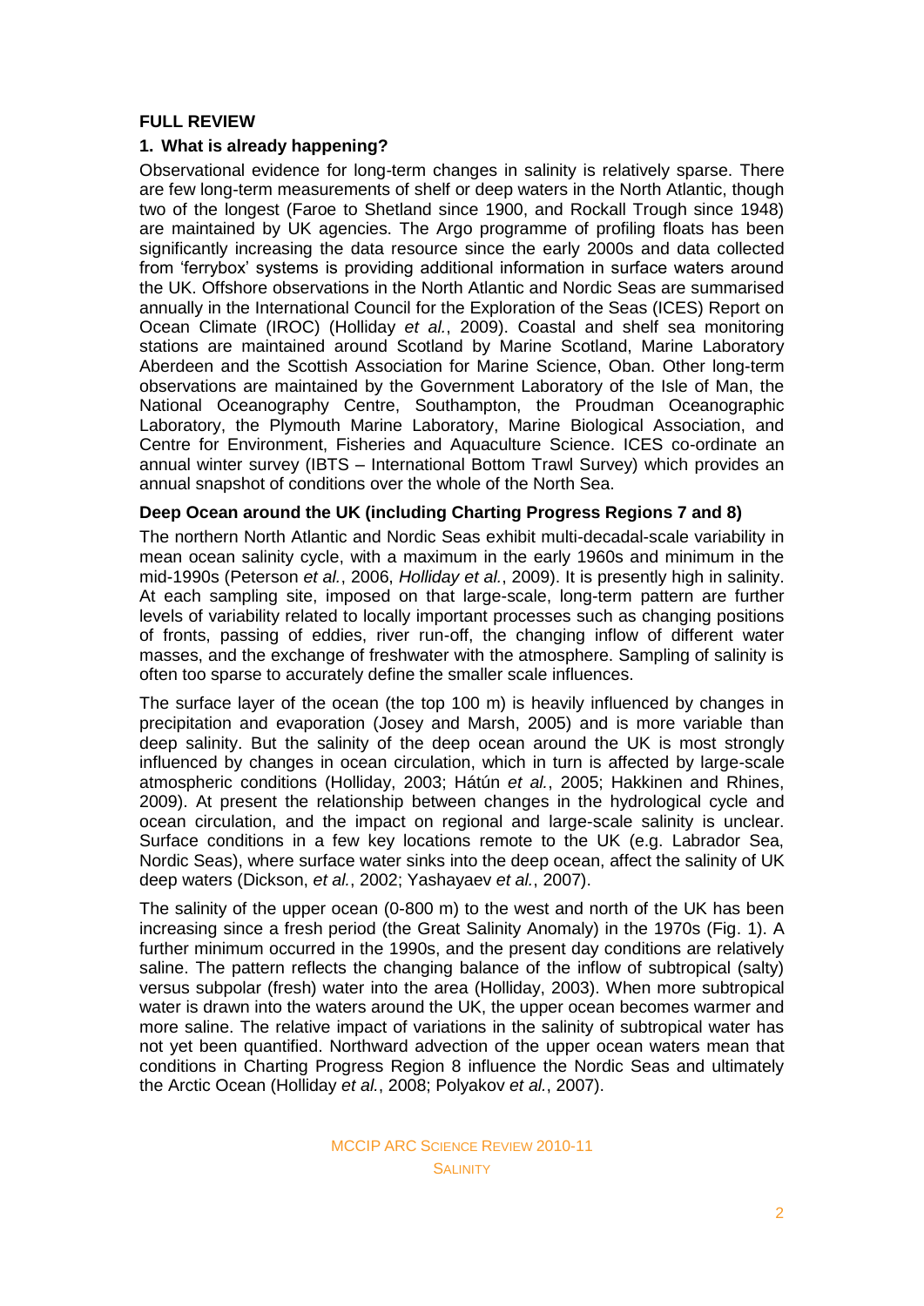## FULL REVIEW

### 1. What is already happening?

Observational evidence for long-term changes in salinity is relatively sparse. There are few long-term measurements of shelf or deep waters in the North Atlantic, though two of the longest (Faroe to Shetland since 1900, and Rockall Trough since 1948) are maintained by UK agencies. The Argo programme of profiling floats has been significantly increasing the data resource since the early 2000s and data collected from 'ferrybox' systems is providing additional information in surface waters around the UK. Offshore observations in the North Atlantic and Nordic Seas are summarised annually in the International Council for the Exploration of the Seas (ICES) Report on Ocean Climate (IROC) (Holliday *et al.*, 2009). Coastal and shelf sea monitoring stations are maintained around Scotland by Marine Scotland, Marine Laboratory Aberdeen and the Scottish Association for Marine Science, Oban. Other long-term observations are maintained by the Government Laboratory of the Isle of Man, the National Oceanography Centre, Southampton, the Proudman Oceanographic Laboratory, the Plymouth Marine Laboratory, Marine Biological Association, and Centre for Environment, Fisheries and Aquaculture Science. ICES co-ordinate an annual winter survey (IBTS – International Bottom Trawl Survey) which provides an annual snapshot of conditions over the whole of the North Sea.

**Deep Ocean around the UK (including Charting Progress Regions 7 and 8)**

The northern North Atlantic and Nordic Seas exhibit multi-decadal-scale variability in mean ocean salinity cycle, with a maximum in the early 1960s and minimum in the mid-1990s (Peterson *et al.*, 2006, *Holliday et al.*, 2009). It is presently high in salinity. At each sampling site, imposed on that large-scale, long-term pattern are further levels of variability related to locally important processes such as changing positions of fronts, passing of eddies, river run-off, the changing inflow of different water masses, and the exchange of freshwater with the atmosphere. Sampling of salinity is often too sparse to accurately define the smaller scale influences.

The surface layer of the ocean (the top 100 m) is heavily influenced by changes in precipitation and evaporation (Josey and Marsh, 2005) and is more variable than deep salinity. But the salinity of the deep ocean around the UK is most strongly influenced by changes in ocean circulation, which in turn is affected by large-scale atmospheric conditions (Holliday, 2003; Hátún *et al.*, 2005; Hakkinen and Rhines, 2009). At present the relationship between changes in the hydrological cycle and ocean circulation, and the impact on regional and large-scale salinity is unclear. Surface conditions in a few key locations remote to the UK (e.g. Labrador Sea, Nordic Seas), where surface water sinks into the deep ocean, affect the salinity of UK deep waters (Dickson, *et al.*, 2002; Yashayaev *et al.*, 2007).

The salinity of the upper ocean (0-800 m) to the west and north of the UK has been increasing since a fresh period (the Great Salinity Anomaly) in the 1970s (Fig. 1). A further minimum occurred in the 1990s, and the present day conditions are relatively saline. The pattern reflects the changing balance of the inflow of subtropical (salty) versus subpolar (fresh) water into the area (Holliday, 2003). When more subtropical water is drawn into the waters around the UK, the upper ocean becomes warmer and more saline. The relative impact of variations in the salinity of subtropical water has not yet been quantified. Northward advection of the upper ocean waters mean that conditions in Charting Progress Region 8 influence the Nordic Seas and ultimately the Arctic Ocean (Holliday *et al.*, 2008; Polyakov *et al.*, 2007).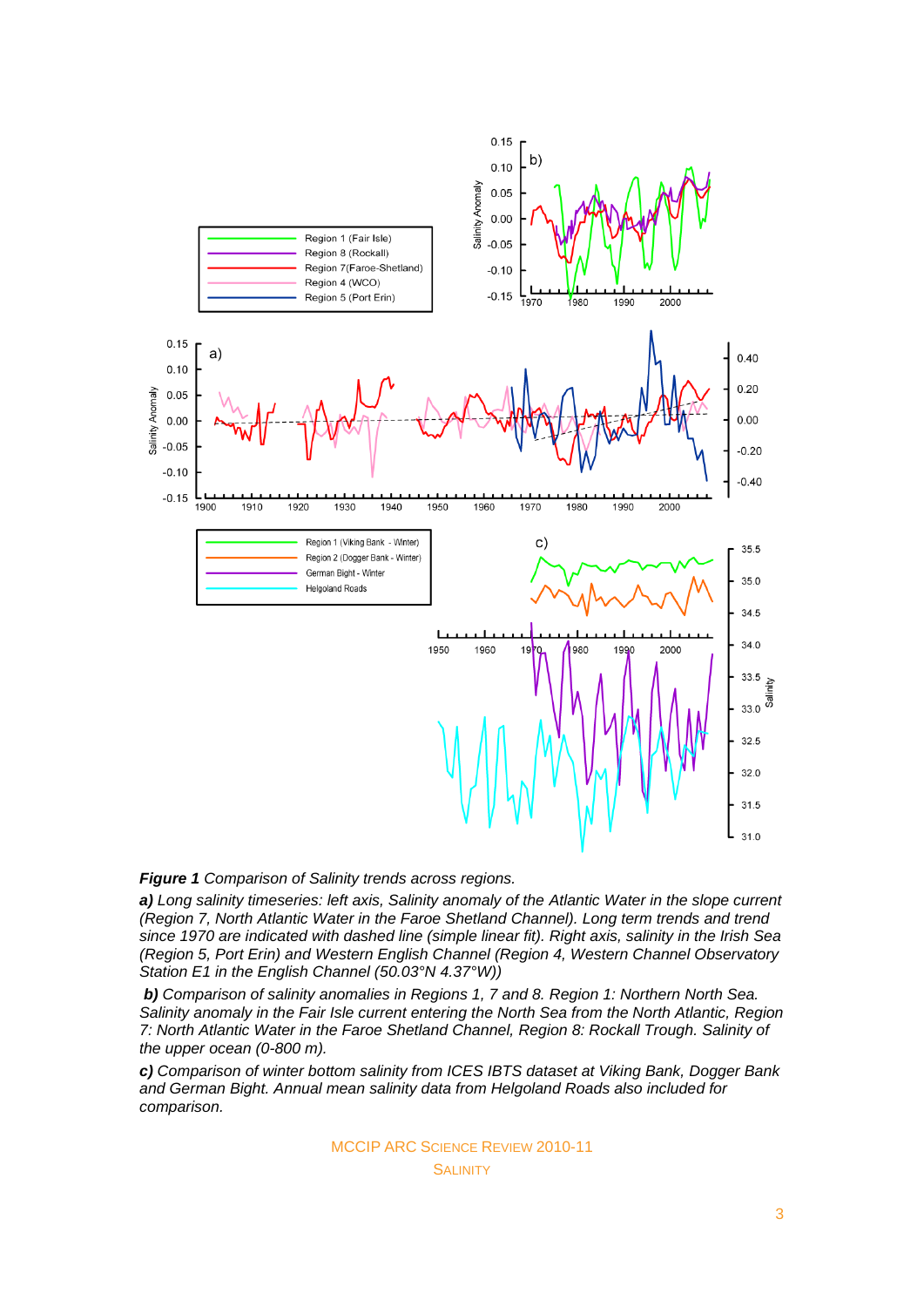***Figure 1** Comparison of Salinity trends across regions.*

***a)** Long salinity timeseries: left axis, Salinity anomaly of the Atlantic Water in the slope current (Region 7, North Atlantic Water in the Faroe Shetland Channel). Long term trends and trend since 1970 are indicated with dashed line (simple linear fit). Right axis, salinity in the Irish Sea (Region 5, Port Erin) and Western English Channel (Region 4, Western Channel Observatory Station E1 in the English Channel (50.03°N 4.37°W))*

***b)** Comparison of salinity anomalies in Regions 1, 7 and 8. Region 1: Northern North Sea. Salinity anomaly in the Fair Isle current entering the North Sea from the North Atlantic, Region 7: North Atlantic Water in the Faroe Shetland Channel, Region 8: Rockall Trough. Salinity of the upper ocean (0-800 m).*

***c)** Comparison of winter bottom salinity from ICES IBTS dataset at Viking Bank, Dogger Bank and German Bight. Annual mean salinity data from Helgoland Roads also included for comparison.*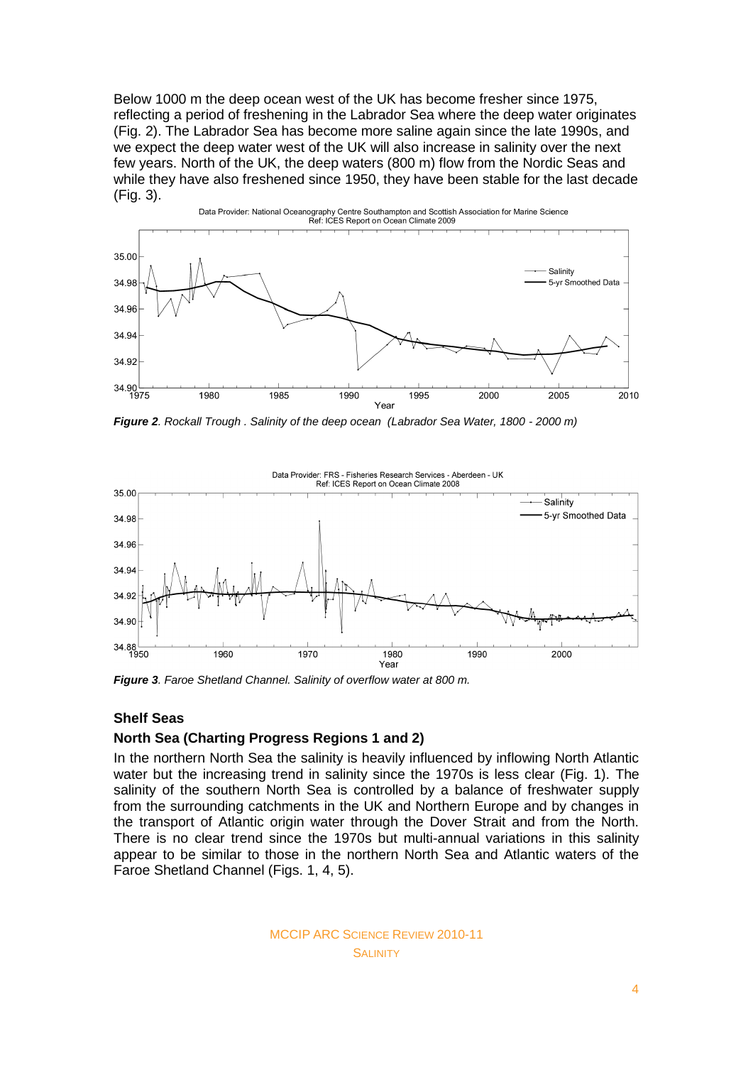Below 1000 m the deep ocean west of the UK has become fresher since 1975, reflecting a period of freshening in the Labrador Sea where the deep water originates (Fig. 2). The Labrador Sea has become more saline again since the late 1990s, and we expect the deep water west of the UK will also increase in salinity over the next few years. North of the UK, the deep waters (800 m) flow from the Nordic Seas and while they have also freshened since 1950, they have been stable for the last decade (Fig. 3).

***Figure 2**. Rockall Trough . Salinity of the deep ocean (Labrador Sea Water, 1800 - 2000 m)*

***Figure 3**. Faroe Shetland Channel. Salinity of overflow water at 800 m.*

### Shelf Seas

### North Sea (Charting Progress Regions 1 and 2)

In the northern North Sea the salinity is heavily influenced by inflowing North Atlantic water but the increasing trend in salinity since the 1970s is less clear (Fig. 1). The salinity of the southern North Sea is controlled by a balance of freshwater supply from the surrounding catchments in the UK and Northern Europe and by changes in the transport of Atlantic origin water through the Dover Strait and from the North. There is no clear trend since the 1970s but multi-annual variations in this salinity appear to be similar to those in the northern North Sea and Atlantic waters of the Faroe Shetland Channel (Figs. 1, 4, 5).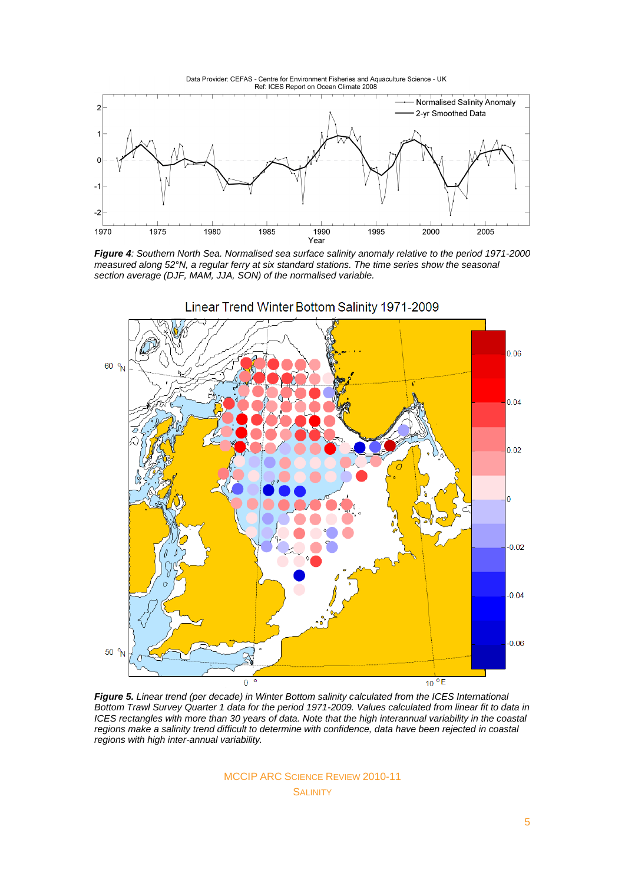*Figure 4: Southern North Sea. Normalised sea surface salinity anomaly relative to the period 1971-2000 measured along 52°N, a regular ferry at six standard stations. The time series show the seasonal section average (DJF, MAM, JJA, SON) of the normalised variable.*

*Figure 5. Linear trend (per decade) in Winter Bottom salinity calculated from the ICES International Bottom Trawl Survey Quarter 1 data for the period 1971-2009. Values calculated from linear fit to data in ICES rectangles with more than 30 years of data. Note that the high interannual variability in the coastal regions make a salinity trend difficult to determine with confidence, data have been rejected in coastal regions with high inter-annual variability.*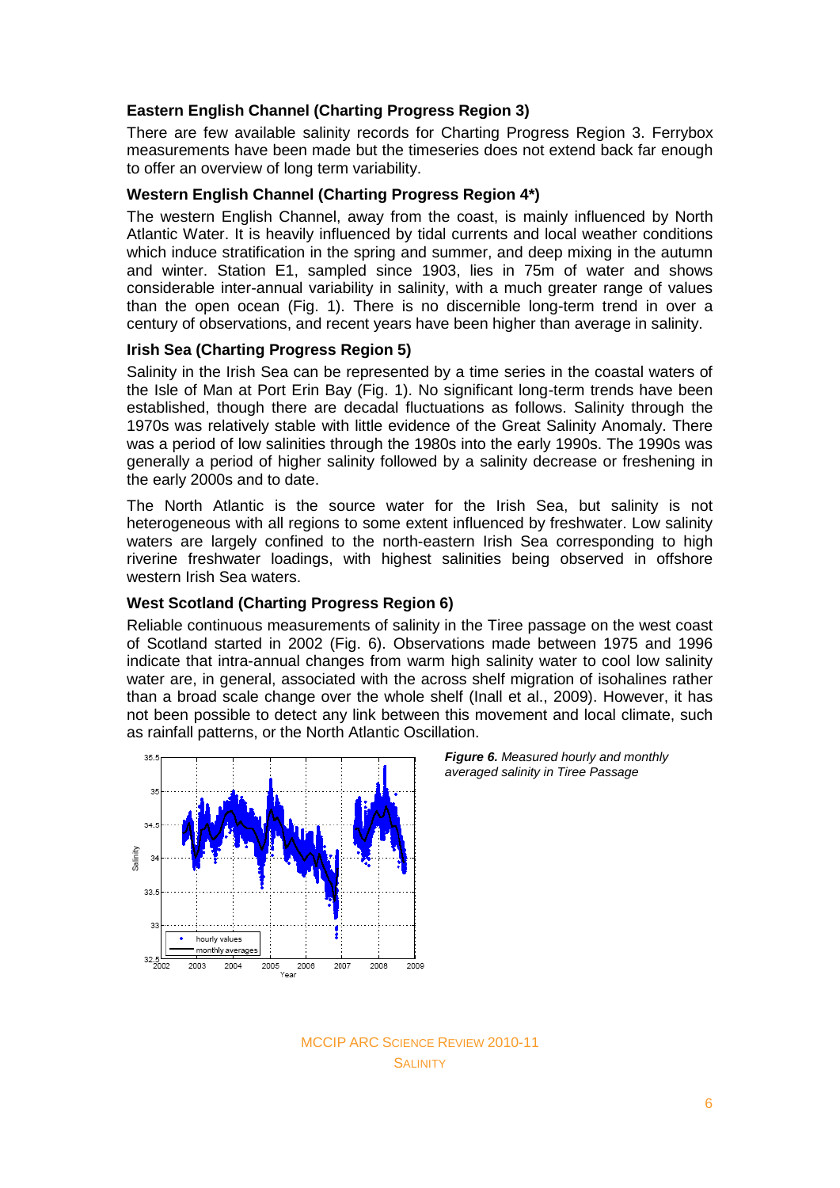### Eastern English Channel (Charting Progress Region 3)

There are few available salinity records for Charting Progress Region 3. Ferrybox measurements have been made but the timeseries does not extend back far enough to offer an overview of long term variability.

### Western English Channel (Charting Progress Region 4*)

The western English Channel, away from the coast, is mainly influenced by North Atlantic Water. It is heavily influenced by tidal currents and local weather conditions which induce stratification in the spring and summer, and deep mixing in the autumn and winter. Station E1, sampled since 1903, lies in 75m of water and shows considerable inter-annual variability in salinity, with a much greater range of values than the open ocean (Fig. 1). There is no discernible long-term trend in over a century of observations, and recent years have been higher than average in salinity.

### Irish Sea (Charting Progress Region 5)

Salinity in the Irish Sea can be represented by a time series in the coastal waters of the Isle of Man at Port Erin Bay (Fig. 1). No significant long-term trends have been established, though there are decadal fluctuations as follows. Salinity through the 1970s was relatively stable with little evidence of the Great Salinity Anomaly. There was a period of low salinities through the 1980s into the early 1990s. The 1990s was generally a period of higher salinity followed by a salinity decrease or freshening in the early 2000s and to date.

The North Atlantic is the source water for the Irish Sea, but salinity is not heterogeneous with all regions to some extent influenced by freshwater. Low salinity waters are largely confined to the north-eastern Irish Sea corresponding to high riverine freshwater loadings, with highest salinities being observed in offshore western Irish Sea waters.

### West Scotland (Charting Progress Region 6)

Reliable continuous measurements of salinity in the Tiree passage on the west coast of Scotland started in 2002 (Fig. 6). Observations made between 1975 and 1996 indicate that intra-annual changes from warm high salinity water to cool low salinity water are, in general, associated with the across shelf migration of isohalines rather than a broad scale change over the whole shelf (Inall et al., 2009). However, it has not been possible to detect any link between this movement and local climate, such as rainfall patterns, or the North Atlantic Oscillation.

***Figure 6.*** *Measured hourly and monthly averaged salinity in Tiree Passage*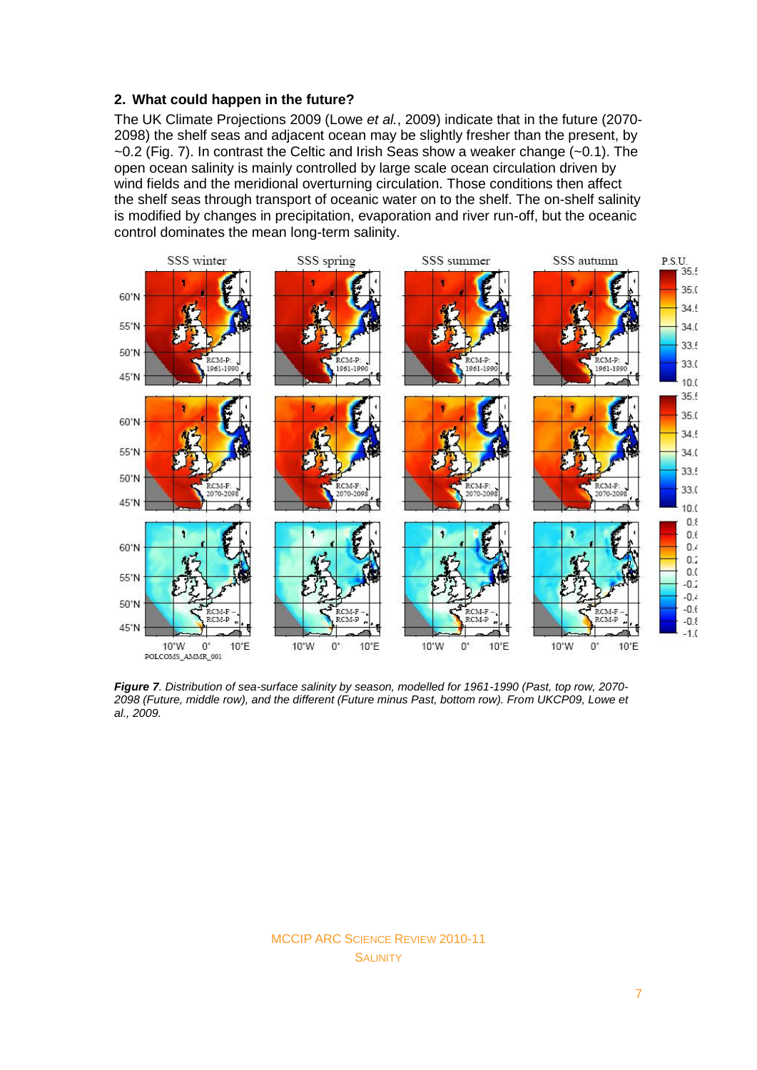## 2. What could happen in the future?

The UK Climate Projections 2009 (Lowe *et al.*, 2009) indicate that in the future (2070-2098) the shelf seas and adjacent ocean may be slightly fresher than the present, by ~0.2 (Fig. 7). In contrast the Celtic and Irish Seas show a weaker change (~0.1). The open ocean salinity is mainly controlled by large scale ocean circulation driven by wind fields and the meridional overturning circulation. Those conditions then affect the shelf seas through transport of oceanic water on to the shelf. The on-shelf salinity is modified by changes in precipitation, evaporation and river run-off, but the oceanic control dominates the mean long-term salinity.

***Figure 7**. Distribution of sea-surface salinity by season, modelled for 1961-1990 (Past, top row, 2070-2098 (Future, middle row), and the different (Future minus Past, bottom row). From UKCP09, Lowe et al., 2009.*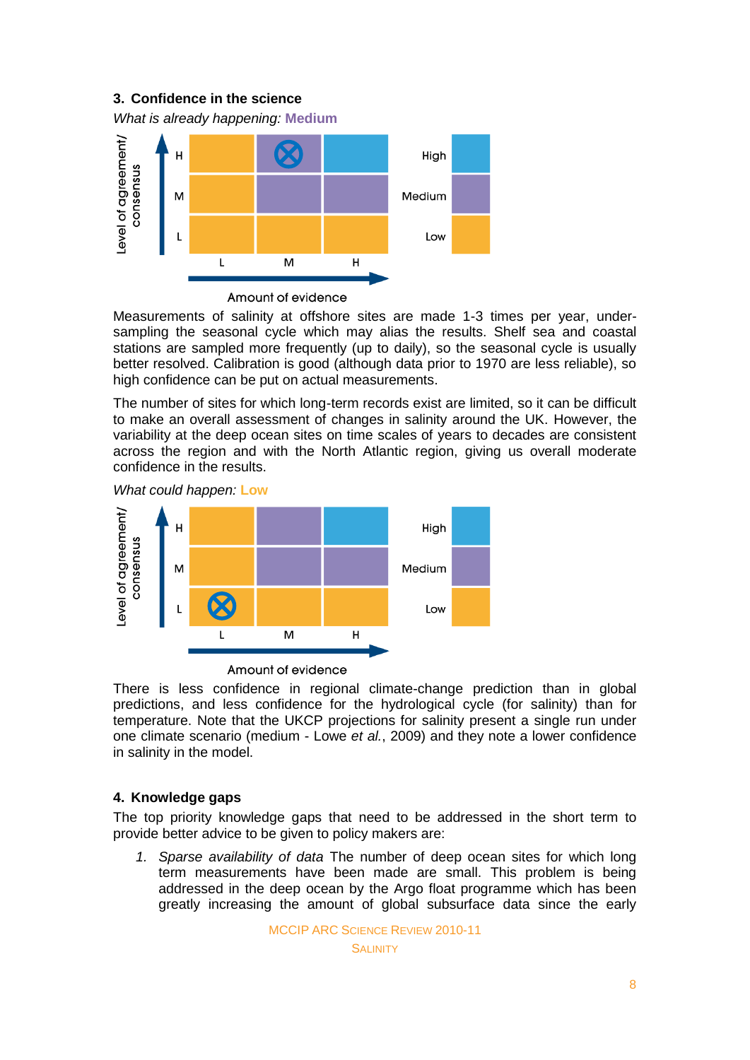## 3. Confidence in the science

*What is already happening:* **Medium**

Measurements of salinity at offshore sites are made 1-3 times per year, under-sampling the seasonal cycle which may alias the results. Shelf sea and coastal stations are sampled more frequently (up to daily), so the seasonal cycle is usually better resolved. Calibration is good (although data prior to 1970 are less reliable), so high confidence can be put on actual measurements.

The number of sites for which long-term records exist are limited, so it can be difficult to make an overall assessment of changes in salinity around the UK. However, the variability at the deep ocean sites on time scales of years to decades are consistent across the region and with the North Atlantic region, giving us overall moderate confidence in the results.

*What could happen:* **Low**

There is less confidence in regional climate-change prediction than in global predictions, and less confidence for the hydrological cycle (for salinity) than for temperature. Note that the UKCP projections for salinity present a single run under one climate scenario (medium - Lowe *et al.*, 2009) and they note a lower confidence in salinity in the model.

## 4. Knowledge gaps

The top priority knowledge gaps that need to be addressed in the short term to provide better advice to be given to policy makers are:

1. *Sparse availability of data* The number of deep ocean sites for which long term measurements have been made are small. This problem is being addressed in the deep ocean by the Argo float programme which has been greatly increasing the amount of global subsurface data since the early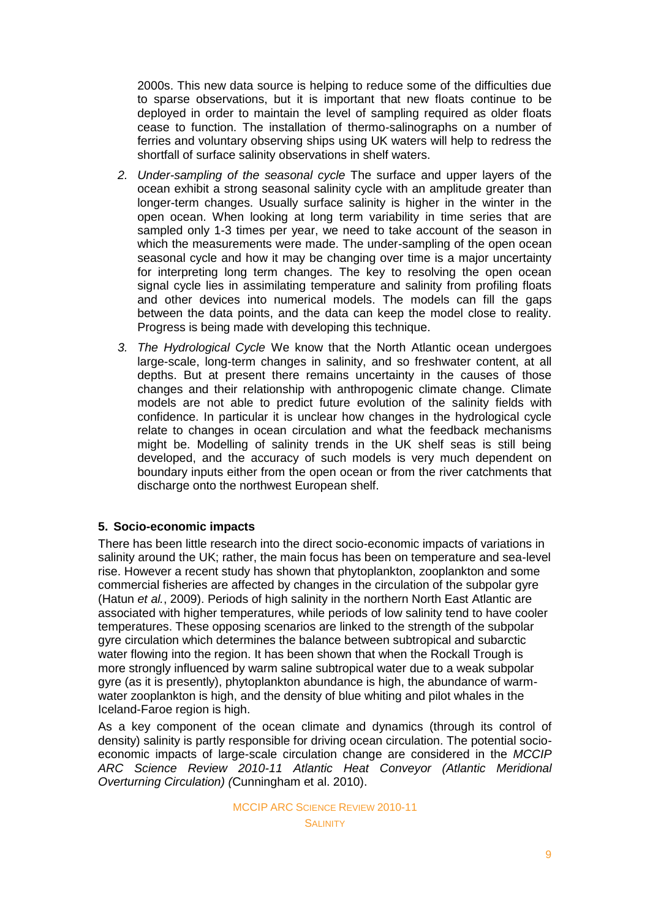2000s. This new data source is helping to reduce some of the difficulties due to sparse observations, but it is important that new floats continue to be deployed in order to maintain the level of sampling required as older floats cease to function. The installation of thermo-salinographs on a number of ferries and voluntary observing ships using UK waters will help to redress the shortfall of surface salinity observations in shelf waters.

2. *Under-sampling of the seasonal cycle* The surface and upper layers of the ocean exhibit a strong seasonal salinity cycle with an amplitude greater than longer-term changes. Usually surface salinity is higher in the winter in the open ocean. When looking at long term variability in time series that are sampled only 1-3 times per year, we need to take account of the season in which the measurements were made. The under-sampling of the open ocean seasonal cycle and how it may be changing over time is a major uncertainty for interpreting long term changes. The key to resolving the open ocean signal cycle lies in assimilating temperature and salinity from profiling floats and other devices into numerical models. The models can fill the gaps between the data points, and the data can keep the model close to reality. Progress is being made with developing this technique.

3. *The Hydrological Cycle* We know that the North Atlantic ocean undergoes large-scale, long-term changes in salinity, and so freshwater content, at all depths. But at present there remains uncertainty in the causes of those changes and their relationship with anthropogenic climate change. Climate models are not able to predict future evolution of the salinity fields with confidence. In particular it is unclear how changes in the hydrological cycle relate to changes in ocean circulation and what the feedback mechanisms might be. Modelling of salinity trends in the UK shelf seas is still being developed, and the accuracy of such models is very much dependent on boundary inputs either from the open ocean or from the river catchments that discharge onto the northwest European shelf.

## 5. Socio-economic impacts

There has been little research into the direct socio-economic impacts of variations in salinity around the UK; rather, the main focus has been on temperature and sea-level rise. However a recent study has shown that phytoplankton, zooplankton and some commercial fisheries are affected by changes in the circulation of the subpolar gyre (Hatun *et al.*, 2009). Periods of high salinity in the northern North East Atlantic are associated with higher temperatures, while periods of low salinity tend to have cooler temperatures. These opposing scenarios are linked to the strength of the subpolar gyre circulation which determines the balance between subtropical and subarctic water flowing into the region. It has been shown that when the Rockall Trough is more strongly influenced by warm saline subtropical water due to a weak subpolar gyre (as it is presently), phytoplankton abundance is high, the abundance of warm-water zooplankton is high, and the density of blue whiting and pilot whales in the Iceland-Faroe region is high.

As a key component of the ocean climate and dynamics (through its control of density) salinity is partly responsible for driving ocean circulation. The potential socio-economic impacts of large-scale circulation change are considered in the *MCCIP ARC Science Review 2010-11 Atlantic Heat Conveyor (Atlantic Meridional Overturning Circulation) (*Cunningham et al. 2010).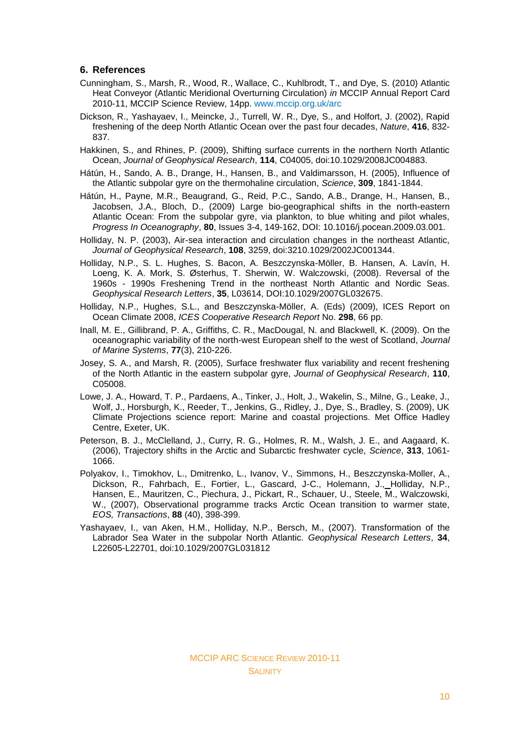## 6. References

Cunningham, S., Marsh, R., Wood, R., Wallace, C., Kuhlbrodt, T., and Dye, S. (2010) Atlantic Heat Conveyor (Atlantic Meridional Overturning Circulation) *in* MCCIP Annual Report Card 2010-11, MCCIP Science Review, 14pp. www.mccip.org.uk/arc

Dickson, R., Yashayaev, I., Meincke, J., Turrell, W. R., Dye, S., and Holfort, J. (2002), Rapid freshening of the deep North Atlantic Ocean over the past four decades, *Nature*, **416**, 832-837.

Hakkinen, S., and Rhines, P. (2009), Shifting surface currents in the northern North Atlantic Ocean, *Journal of Geophysical Research*, **114**, C04005, doi:10.1029/2008JC004883.

Hátún, H., Sando, A. B., Drange, H., Hansen, B., and Valdimarsson, H. (2005), Influence of the Atlantic subpolar gyre on the thermohaline circulation, *Science*, **309**, 1841-1844.

Hátún, H., Payne, M.R., Beaugrand, G., Reid, P.C., Sando, A.B., Drange, H., Hansen, B., Jacobsen, J.A., Bloch, D., (2009) Large bio-geographical shifts in the north-eastern Atlantic Ocean: From the subpolar gyre, via plankton, to blue whiting and pilot whales, *Progress In Oceanography*, **80**, Issues 3-4, 149-162, DOI: 10.1016/j.pocean.2009.03.001.

Holliday, N. P. (2003), Air-sea interaction and circulation changes in the northeast Atlantic, *Journal of Geophysical Research*, **108**, 3259, doi:3210.1029/2002JC001344.

Holliday, N.P., S. L. Hughes, S. Bacon, A. Beszczynska-Möller, B. Hansen, A. Lavín, H. Loeng, K. A. Mork, S. Østerhus, T. Sherwin, W. Walczowski, (2008). Reversal of the 1960s - 1990s Freshening Trend in the northeast North Atlantic and Nordic Seas. *Geophysical Research Letters*, **35**, L03614, DOI:10.1029/2007GL032675.

Holliday, N.P., Hughes, S.L., and Beszczynska-Möller, A. (Eds) (2009), ICES Report on Ocean Climate 2008, *ICES Cooperative Research Report* No. **298**, 66 pp.

Inall, M. E., Gillibrand, P. A., Griffiths, C. R., MacDougal, N. and Blackwell, K. (2009). On the oceanographic variability of the north-west European shelf to the west of Scotland, *Journal of Marine Systems*, **77**(3), 210-226.

Josey, S. A., and Marsh, R. (2005), Surface freshwater flux variability and recent freshening of the North Atlantic in the eastern subpolar gyre, *Journal of Geophysical Research*, **110**, C05008.

Lowe, J. A., Howard, T. P., Pardaens, A., Tinker, J., Holt, J., Wakelin, S., Milne, G., Leake, J., Wolf, J., Horsburgh, K., Reeder, T., Jenkins, G., Ridley, J., Dye, S., Bradley, S. (2009), UK Climate Projections science report: Marine and coastal projections. Met Office Hadley Centre, Exeter, UK.

Peterson, B. J., McClelland, J., Curry, R. G., Holmes, R. M., Walsh, J. E., and Aagaard, K. (2006), Trajectory shifts in the Arctic and Subarctic freshwater cycle, *Science*, **313**, 1061-1066.

Polyakov, I., Timokhov, L., Dmitrenko, L., Ivanov, V., Simmons, H., Beszczynska-Moller, A., Dickson, R., Fahrbach, E., Fortier, L., Gascard, J-C., Holemann, J., Holliday, N.P., Hansen, E., Mauritzen, C., Piechura, J., Pickart, R., Schauer, U., Steele, M., Walczowski, W., (2007), Observational programme tracks Arctic Ocean transition to warmer state, *EOS, Transactions*, **88** (40), 398-399.

Yashayaev, I., van Aken, H.M., Holliday, N.P., Bersch, M., (2007). Transformation of the Labrador Sea Water in the subpolar North Atlantic. *Geophysical Research Letters*, **34**, L22605-L22701, doi:10.1029/2007GL031812